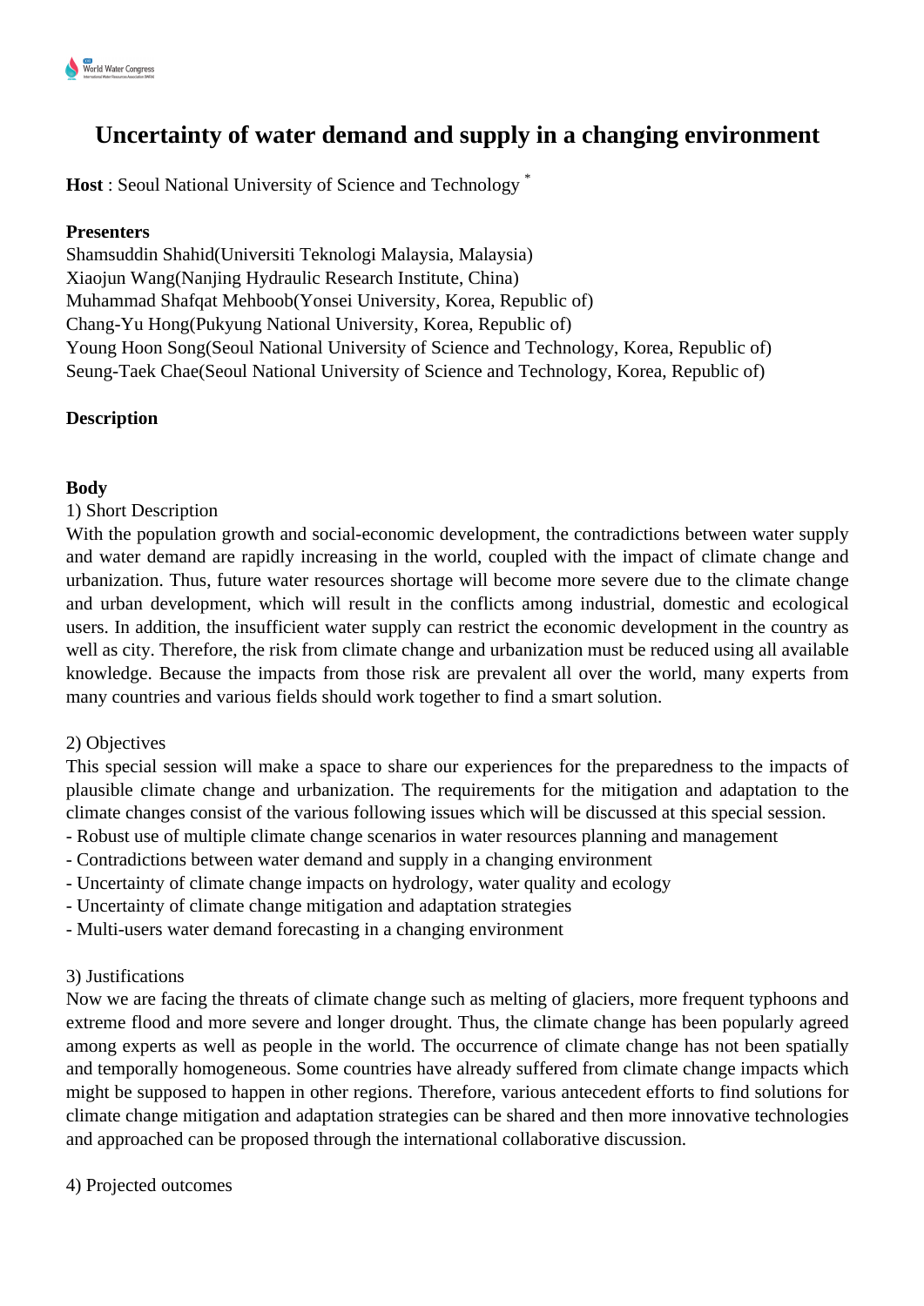# Uncertainty of water demand and supply in a changing environment

**Host** : Seoul National University of Science and Technology *

**Presenters**

Shamsuddin Shahid(Universiti Teknologi Malaysia, Malaysia)
Xiaojun Wang(Nanjing Hydraulic Research Institute, China)
Muhammad Shafqat Mehboob(Yonsei University, Korea, Republic of)
Chang-Yu Hong(Pukyung National University, Korea, Republic of)
Young Hoon Song(Seoul National University of Science and Technology, Korea, Republic of)
Seung-Taek Chae(Seoul National University of Science and Technology, Korea, Republic of)

**Description**

**Body**

1) Short Description

With the population growth and social-economic development, the contradictions between water supply and water demand are rapidly increasing in the world, coupled with the impact of climate change and urbanization. Thus, future water resources shortage will become more severe due to the climate change and urban development, which will result in the conflicts among industrial, domestic and ecological users. In addition, the insufficient water supply can restrict the economic development in the country as well as city. Therefore, the risk from climate change and urbanization must be reduced using all available knowledge. Because the impacts from those risk are prevalent all over the world, many experts from many countries and various fields should work together to find a smart solution.

2) Objectives

This special session will make a space to share our experiences for the preparedness to the impacts of plausible climate change and urbanization. The requirements for the mitigation and adaptation to the climate changes consist of the various following issues which will be discussed at this special session.

- Robust use of multiple climate change scenarios in water resources planning and management
- Contradictions between water demand and supply in a changing environment
- Uncertainty of climate change impacts on hydrology, water quality and ecology
- Uncertainty of climate change mitigation and adaptation strategies
- Multi-users water demand forecasting in a changing environment

3) Justifications

Now we are facing the threats of climate change such as melting of glaciers, more frequent typhoons and extreme flood and more severe and longer drought. Thus, the climate change has been popularly agreed among experts as well as people in the world. The occurrence of climate change has not been spatially and temporally homogeneous. Some countries have already suffered from climate change impacts which might be supposed to happen in other regions. Therefore, various antecedent efforts to find solutions for climate change mitigation and adaptation strategies can be shared and then more innovative technologies and approached can be proposed through the international collaborative discussion.

4) Projected outcomes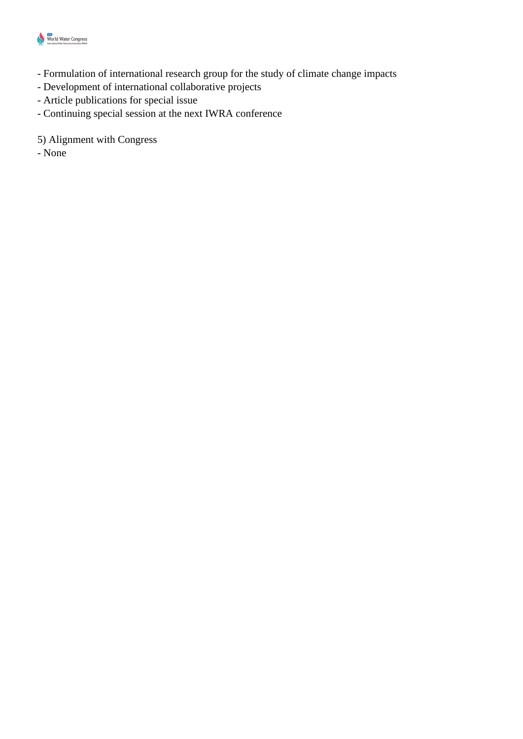- Formulation of international research group for the study of climate change impacts
- Development of international collaborative projects
- Article publications for special issue
- Continuing special session at the next IWRA conference

5) Alignment with Congress
- None